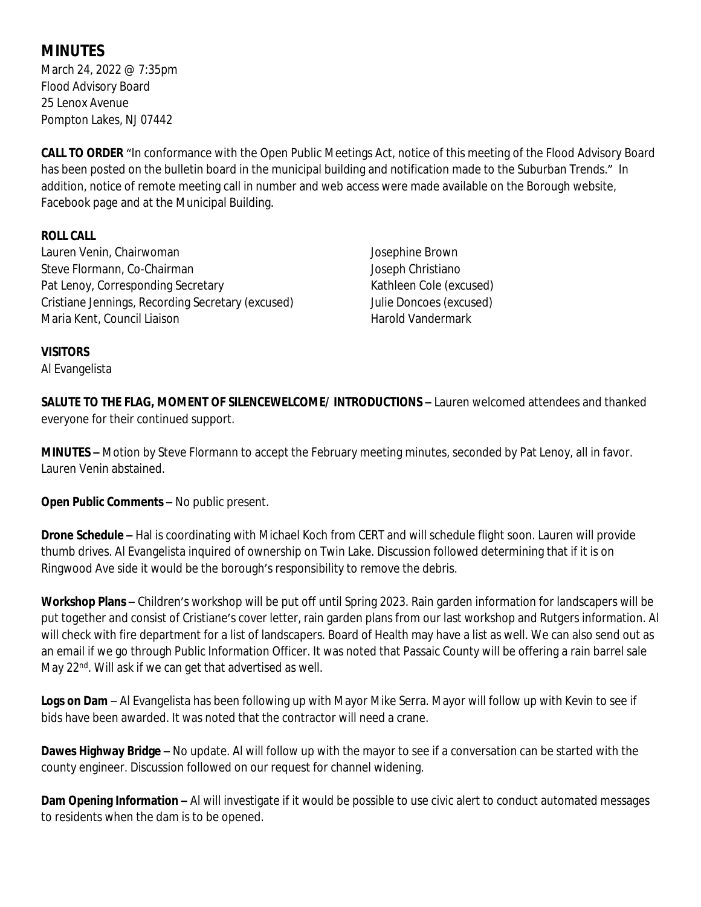# MINUTES

March 24, 2022 @ 7:35pm
Flood Advisory Board
25 Lenox Avenue
Pompton Lakes, NJ 07442

**CALL TO ORDER** "In conformance with the Open Public Meetings Act, notice of this meeting of the Flood Advisory Board has been posted on the bulletin board in the municipal building and notification made to the Suburban Trends." In addition, notice of remote meeting call in number and web access were made available on the Borough website, Facebook page and at the Municipal Building.

**ROLL CALL**

Lauren Venin, Chairwoman
Steve Flormann, Co-Chairman
Pat Lenoy, Corresponding Secretary
Cristiane Jennings, Recording Secretary (excused)
Maria Kent, Council Liaison
Josephine Brown
Joseph Christiano
Kathleen Cole (excused)
Julie Doncoes (excused)
Harold Vandermark

**VISITORS**

Al Evangelista

**SALUTE TO THE FLAG, MOMENT OF SILENCEWELCOME/ INTRODUCTIONS –** Lauren welcomed attendees and thanked everyone for their continued support.

**MINUTES –** Motion by Steve Flormann to accept the February meeting minutes, seconded by Pat Lenoy, all in favor. Lauren Venin abstained.

**Open Public Comments –** No public present.

**Drone Schedule –** Hal is coordinating with Michael Koch from CERT and will schedule flight soon. Lauren will provide thumb drives. Al Evangelista inquired of ownership on Twin Lake. Discussion followed determining that if it is on Ringwood Ave side it would be the borough's responsibility to remove the debris.

**Workshop Plans** – Children's workshop will be put off until Spring 2023. Rain garden information for landscapers will be put together and consist of Cristiane's cover letter, rain garden plans from our last workshop and Rutgers information. Al will check with fire department for a list of landscapers. Board of Health may have a list as well. We can also send out as an email if we go through Public Information Officer. It was noted that Passaic County will be offering a rain barrel sale May 22nd. Will ask if we can get that advertised as well.

**Logs on Dam** – Al Evangelista has been following up with Mayor Mike Serra. Mayor will follow up with Kevin to see if bids have been awarded. It was noted that the contractor will need a crane.

**Dawes Highway Bridge –** No update. Al will follow up with the mayor to see if a conversation can be started with the county engineer. Discussion followed on our request for channel widening.

**Dam Opening Information –** Al will investigate if it would be possible to use civic alert to conduct automated messages to residents when the dam is to be opened.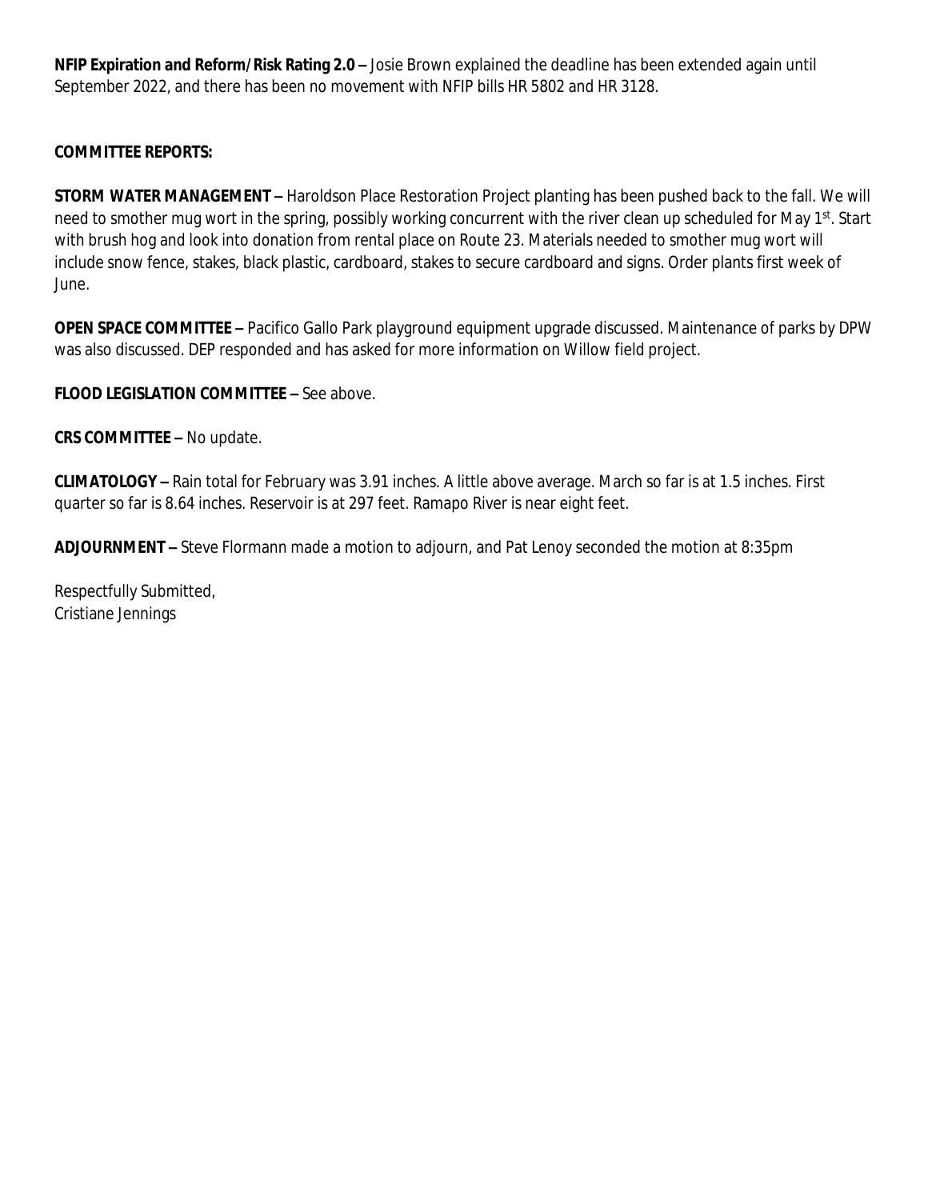**NFIP Expiration and Reform/Risk Rating 2.0 –** Josie Brown explained the deadline has been extended again until September 2022, and there has been no movement with NFIP bills HR 5802 and HR 3128.

**COMMITTEE REPORTS:**

**STORM WATER MANAGEMENT –** Haroldson Place Restoration Project planting has been pushed back to the fall. We will need to smother mug wort in the spring, possibly working concurrent with the river clean up scheduled for May 1st. Start with brush hog and look into donation from rental place on Route 23. Materials needed to smother mug wort will include snow fence, stakes, black plastic, cardboard, stakes to secure cardboard and signs. Order plants first week of June.

**OPEN SPACE COMMITTEE –** Pacifico Gallo Park playground equipment upgrade discussed. Maintenance of parks by DPW was also discussed. DEP responded and has asked for more information on Willow field project.

**FLOOD LEGISLATION COMMITTEE –** See above.

**CRS COMMITTEE –** No update.

**CLIMATOLOGY –** Rain total for February was 3.91 inches. A little above average. March so far is at 1.5 inches. First quarter so far is 8.64 inches. Reservoir is at 297 feet. Ramapo River is near eight feet.

**ADJOURNMENT –** Steve Flormann made a motion to adjourn, and Pat Lenoy seconded the motion at 8:35pm

Respectfully Submitted,
Cristiane Jennings